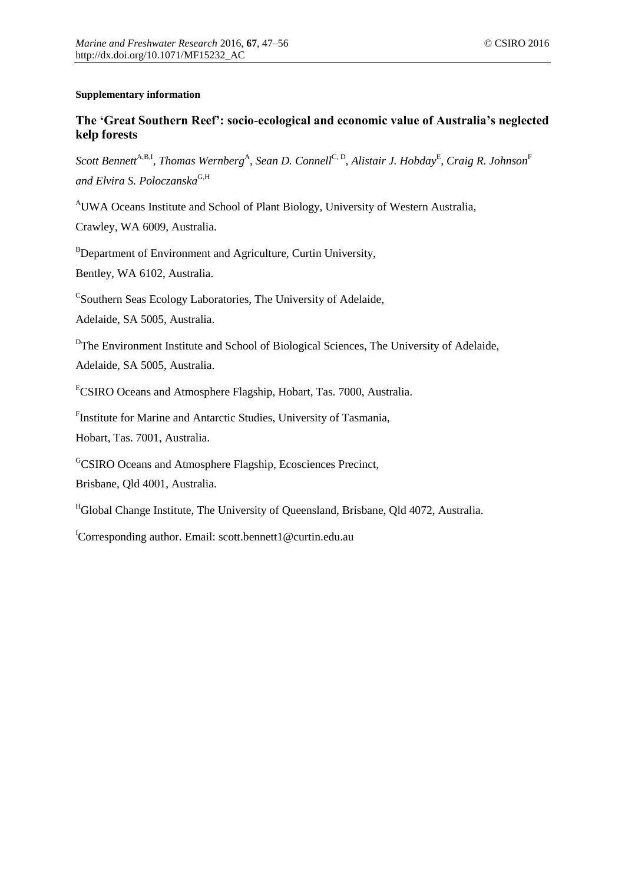**Supplementary information**

# The 'Great Southern Reef': socio-ecological and economic value of Australia's neglected kelp forests

*Scott Bennett*[A,B,I], *Thomas Wernberg*[A], *Sean D. Connell*[C, D], *Alistair J. Hobday*[E], *Craig R. Johnson*[F] *and Elvira S. Poloczanska*[G,H]

[A]UWA Oceans Institute and School of Plant Biology, University of Western Australia, Crawley, WA 6009, Australia.

[B]Department of Environment and Agriculture, Curtin University, Bentley, WA 6102, Australia.

[C]Southern Seas Ecology Laboratories, The University of Adelaide, Adelaide, SA 5005, Australia.

[D]The Environment Institute and School of Biological Sciences, The University of Adelaide, Adelaide, SA 5005, Australia.

[E]CSIRO Oceans and Atmosphere Flagship, Hobart, Tas. 7000, Australia.

[F]Institute for Marine and Antarctic Studies, University of Tasmania, Hobart, Tas. 7001, Australia.

[G]CSIRO Oceans and Atmosphere Flagship, Ecosciences Precinct, Brisbane, Qld 4001, Australia.

[H]Global Change Institute, The University of Queensland, Brisbane, Qld 4072, Australia.

[I]Corresponding author. Email: scott.bennett1@curtin.edu.au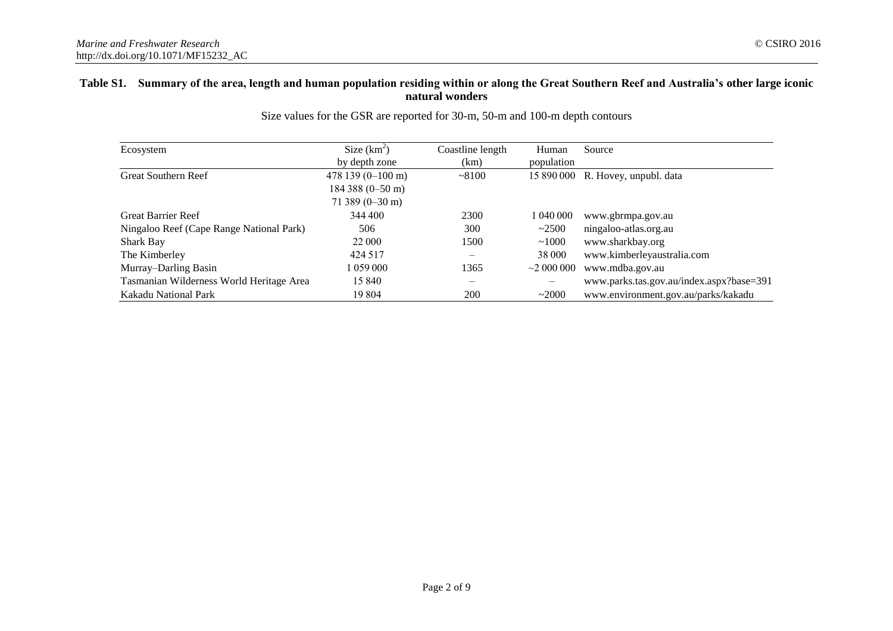**Table S1. Summary of the area, length and human population residing within or along the Great Southern Reef and Australia's other large iconic natural wonders**

Size values for the GSR are reported for 30-m, 50-m and 100-m depth contours

| Ecosystem | Size ($km^2$) by depth zone | Coastline length (km) | Human population | Source |
|---|---|---|---|---|
| Great Southern Reef | 478 139 (0–100 m) | ~8100 | 15 890 000 | R. Hovey, unpubl. data |
| | 184 388 (0–50 m) | | | |
| | 71 389 (0–30 m) | | | |
| Great Barrier Reef | 344 400 | 2300 | 1 040 000 | www.gbrmpa.gov.au |
| Ningaloo Reef (Cape Range National Park) | 506 | 300 | ~2500 | ningaloo-atlas.org.au |
| Shark Bay | 22 000 | 1500 | ~1000 | www.sharkbay.org |
| The Kimberley | 424 517 | – | 38 000 | www.kimberleyaustralia.com |
| Murray–Darling Basin | 1 059 000 | 1365 | ~2 000 000 | www.mdba.gov.au |
| Tasmanian Wilderness World Heritage Area | 15 840 | – | – | www.parks.tas.gov.au/index.aspx?base=391 |
| Kakadu National Park | 19 804 | 200 | ~2000 | www.environment.gov.au/parks/kakadu |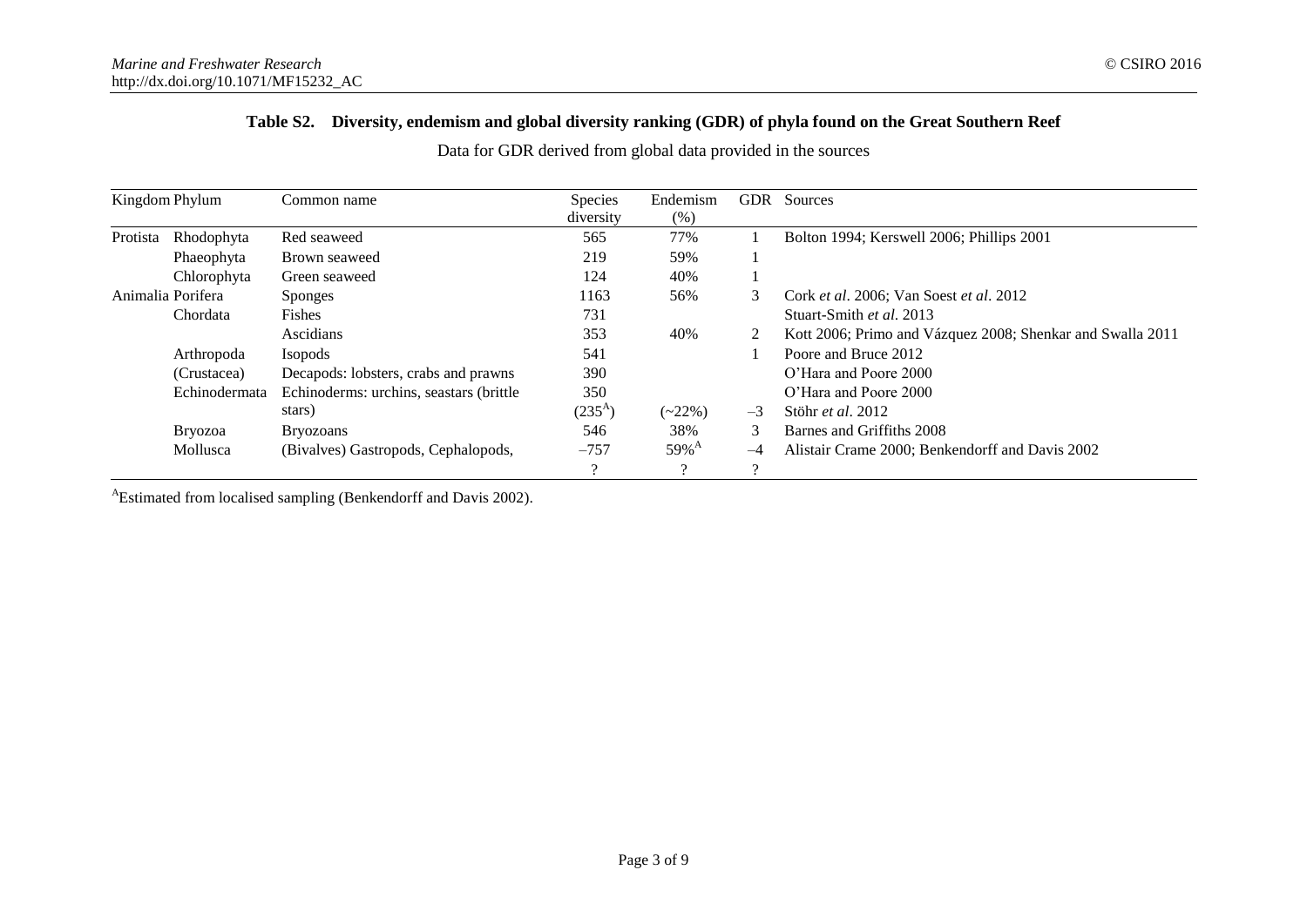**Table S2. Diversity, endemism and global diversity ranking (GDR) of phyla found on the Great Southern Reef**

Data for GDR derived from global data provided in the sources

| Kingdom | Phylum | Common name | Species diversity | Endemism (%) | GDR | Sources |
|---|---|---|---|---|---|---|
| Protista | Rhodophyta | Red seaweed | 565 | 77% | 1 | Bolton 1994; Kerswell 2006; Phillips 2001 |
| | Phaeophyta | Brown seaweed | 219 | 59% | 1 | |
| | Chlorophyta | Green seaweed | 124 | 40% | 1 | |
| Animalia | Porifera | Sponges | 1163 | 56% | 3 | Cork *et al*. 2006; Van Soest *et al*. 2012 |
| | Chordata | Fishes | 731 | | | Stuart-Smith *et al.* 2013 |
| | | Ascidians | 353 | 40% | 2 | Kott 2006; Primo and Vázquez 2008; Shenkar and Swalla 2011 |
| | Arthropoda | Isopods | 541 | | 1 | Poore and Bruce 2012 |
| | (Crustacea) | Decapods: lobsters, crabs and prawns | 390 | | | O'Hara and Poore 2000 |
| | Echinodermata | Echinoderms: urchins, seastars (brittle stars) | 350 (235[A]) | (~22%) | –3 | O'Hara and Poore 2000; Stöhr *et al*. 2012 |
| | Bryozoa | Bryozoans | 546 | 38% | 3 | Barnes and Griffiths 2008 |
| | Mollusca | (Bivalves) Gastropods, Cephalopods, | –757 | 59%[A] | –4 | Alistair Crame 2000; Benkendorff and Davis 2002 |
| | | | ? | ? | ? | |

[A]Estimated from localised sampling (Benkendorff and Davis 2002).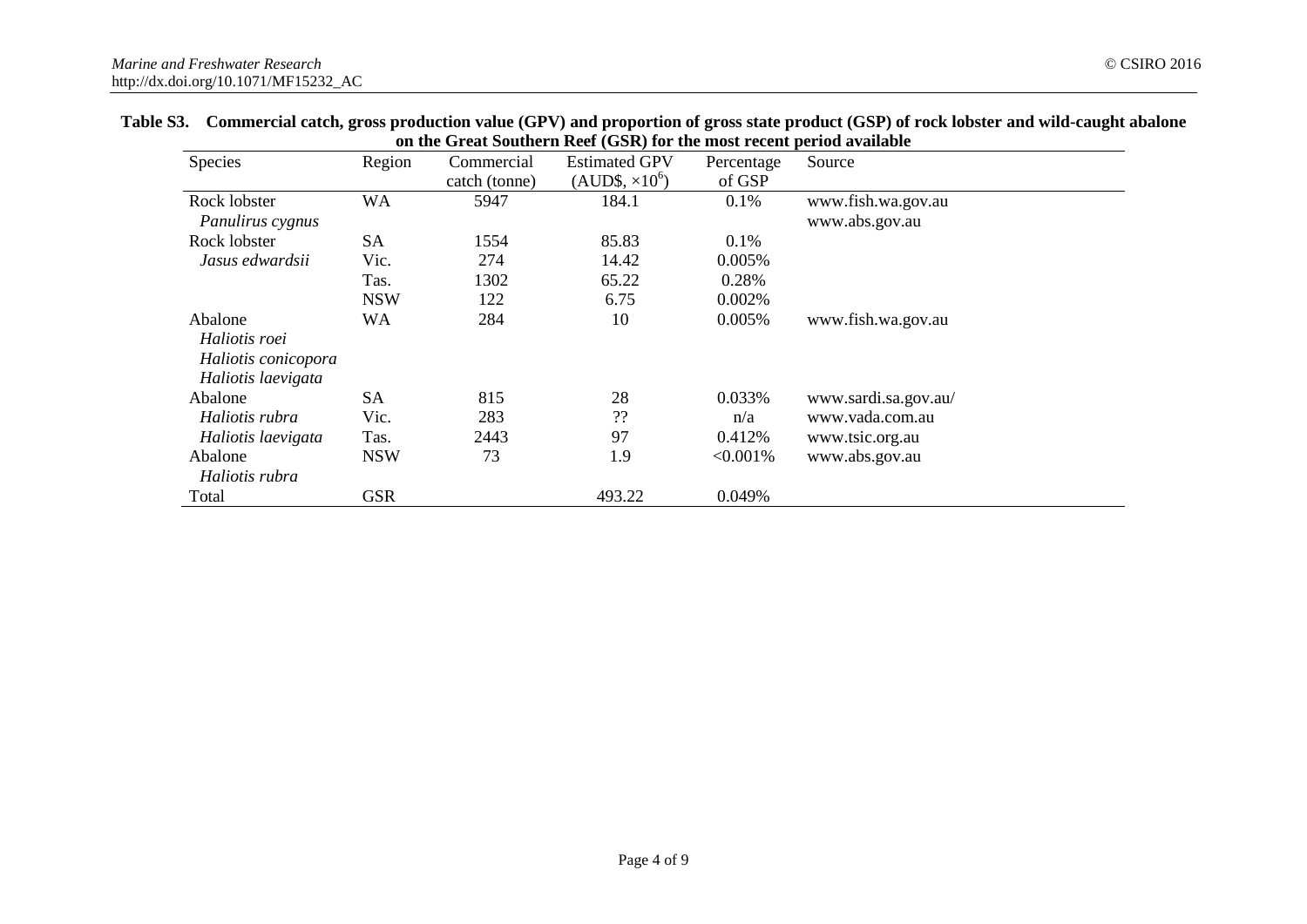**Table S3. Commercial catch, gross production value (GPV) and proportion of gross state product (GSP) of rock lobster and wild-caught abalone on the Great Southern Reef (GSR) for the most recent period available**

| Species | Region | Commercial catch (tonne) | Estimated GPV (AUD\$, $\times 10^6$) | Percentage of GSP | Source |
|---|---|---|---|---|---|
| Rock lobster *Panulirus cygnus* | WA | 5947 | 184.1 | 0.1% | www.fish.wa.gov.au www.abs.gov.au |
| Rock lobster *Jasus edwardsii* | SA | 1554 | 85.83 | 0.1% | |
| | Vic. | 274 | 14.42 | 0.005% | |
| | Tas. | 1302 | 65.22 | 0.28% | |
| | NSW | 122 | 6.75 | 0.002% | |
| Abalone *Haliotis roei* *Haliotis conicopora* *Haliotis laevigata* | WA | 284 | 10 | 0.005% | www.fish.wa.gov.au |
| Abalone | SA | 815 | 28 | 0.033% | www.sardi.sa.gov.au/ |
| *Haliotis rubra* | Vic. | 283 | ?? | n/a | www.vada.com.au |
| *Haliotis laevigata* | Tas. | 2443 | 97 | 0.412% | www.tsic.org.au |
| Abalone *Haliotis rubra* | NSW | 73 | 1.9 | <0.001% | www.abs.gov.au |
| Total | GSR | | 493.22 | 0.049% | |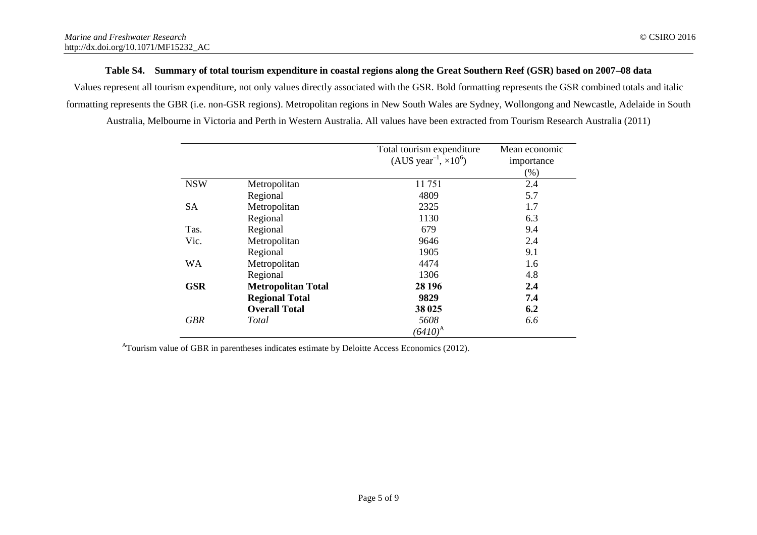**Table S4. Summary of total tourism expenditure in coastal regions along the Great Southern Reef (GSR) based on 2007–08 data**

Values represent all tourism expenditure, not only values directly associated with the GSR. Bold formatting represents the GSR combined totals and italic formatting represents the GBR (i.e. non-GSR regions). Metropolitan regions in New South Wales are Sydney, Wollongong and Newcastle, Adelaide in South Australia, Melbourne in Victoria and Perth in Western Australia. All values have been extracted from Tourism Research Australia (2011)

| | | Total tourism expenditure (AU$ year$^{-1}$, $\times 10^6$) | Mean economic importance (%) |
|---|---|---|---|
| NSW | Metropolitan | 11 751 | 2.4 |
| | Regional | 4809 | 5.7 |
| SA | Metropolitan | 2325 | 1.7 |
| | Regional | 1130 | 6.3 |
| Tas. | Regional | 679 | 9.4 |
| Vic. | Metropolitan | 9646 | 2.4 |
| | Regional | 1905 | 9.1 |
| WA | Metropolitan | 4474 | 1.6 |
| | Regional | 1306 | 4.8 |
| **GSR** | **Metropolitan Total** | **28 196** | **2.4** |
| | **Regional Total** | **9829** | **7.4** |
| | **Overall Total** | **38 025** | **6.2** |
| *GBR* | *Total* | *5608* *(6410)*[A] | *6.6* |

[A]Tourism value of GBR in parentheses indicates estimate by Deloitte Access Economics (2012).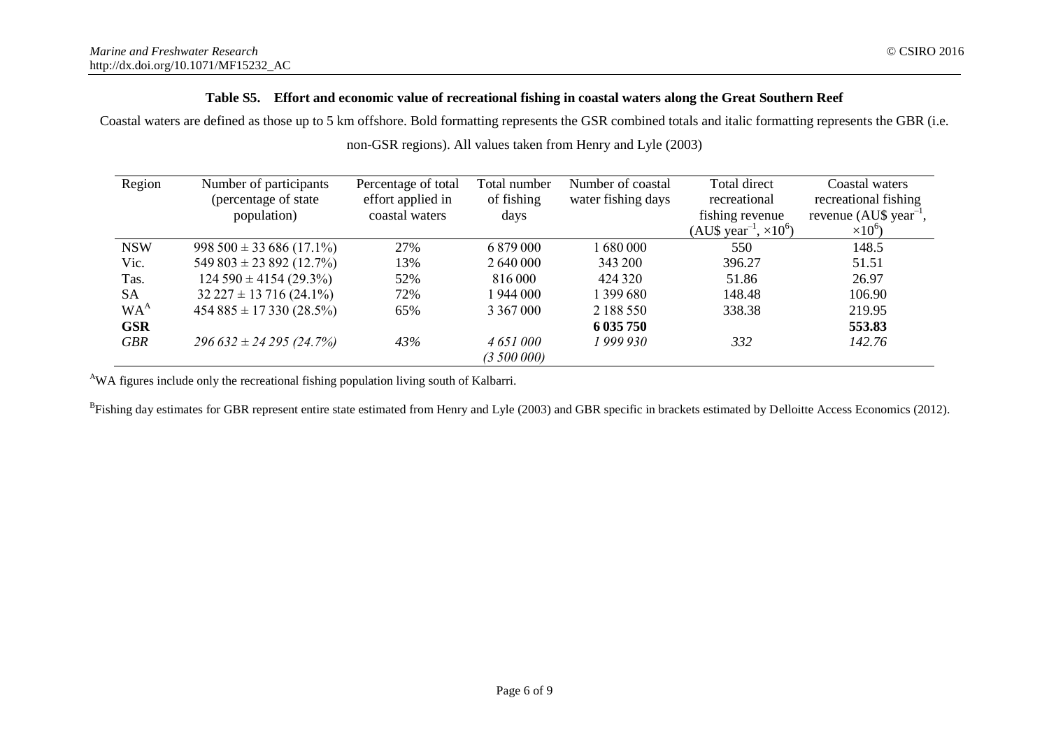**Table S5. Effort and economic value of recreational fishing in coastal waters along the Great Southern Reef**

Coastal waters are defined as those up to 5 km offshore. Bold formatting represents the GSR combined totals and italic formatting represents the GBR (i.e. non-GSR regions). All values taken from Henry and Lyle (2003)

| Region | Number of participants (percentage of state population) | Percentage of total effort applied in coastal waters | Total number of fishing days | Number of coastal water fishing days | Total direct recreational fishing revenue (AU$ year$^{-1}$, $\times 10^6$) | Coastal waters recreational fishing revenue (AU$ year$^{-1}$, $\times 10^6$) |
|---|---|---|---|---|---|---|
| NSW | 998 500 ± 33 686 (17.1%) | 27% | 6 879 000 | 1 680 000 | 550 | 148.5 |
| Vic. | 549 803 ± 23 892 (12.7%) | 13% | 2 640 000 | 343 200 | 396.27 | 51.51 |
| Tas. | 124 590 ± 4154 (29.3%) | 52% | 816 000 | 424 320 | 51.86 | 26.97 |
| SA | 32 227 ± 13 716 (24.1%) | 72% | 1 944 000 | 1 399 680 | 148.48 | 106.90 |
| WA[A] | 454 885 ± 17 330 (28.5%) | 65% | 3 367 000 | 2 188 550 | 338.38 | 219.95 |
| **GSR** | | | | **6 035 750** | | **553.83** |
| *GBR* | *296 632 ± 24 295 (24.7%)* | *43%* | *4 651 000 (3 500 000)* | *1 999 930* | *332* | *142.76* |

[A]WA figures include only the recreational fishing population living south of Kalbarri.

[B]Fishing day estimates for GBR represent entire state estimated from Henry and Lyle (2003) and GBR specific in brackets estimated by Delloitte Access Economics (2012).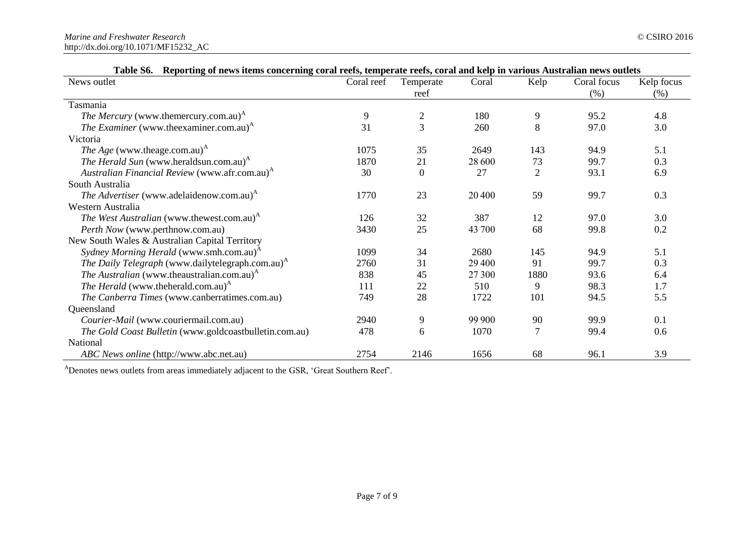**Table S6. Reporting of news items concerning coral reefs, temperate reefs, coral and kelp in various Australian news outlets**

| News outlet | Coral reef | Temperate reef | Coral | Kelp | Coral focus (%) | Kelp focus (%) |
|---|---|---|---|---|---|---|
| Tasmania | | | | | | |
| *The Mercury* (www.themercury.com.au)[A] | 9 | 2 | 180 | 9 | 95.2 | 4.8 |
| *The Examiner* (www.theexaminer.com.au)[A] | 31 | 3 | 260 | 8 | 97.0 | 3.0 |
| Victoria | | | | | | |
| *The Age* (www.theage.com.au)[A] | 1075 | 35 | 2649 | 143 | 94.9 | 5.1 |
| *The Herald Sun* (www.heraldsun.com.au)[A] | 1870 | 21 | 28 600 | 73 | 99.7 | 0.3 |
| *Australian Financial Review* (www.afr.com.au)[A] | 30 | 0 | 27 | 2 | 93.1 | 6.9 |
| South Australia | | | | | | |
| *The Advertiser* (www.adelaidenow.com.au)[A] | 1770 | 23 | 20 400 | 59 | 99.7 | 0.3 |
| Western Australia | | | | | | |
| *The West Australian* (www.thewest.com.au)[A] | 126 | 32 | 387 | 12 | 97.0 | 3.0 |
| *Perth Now* (www.perthnow.com.au) | 3430 | 25 | 43 700 | 68 | 99.8 | 0.2 |
| New South Wales & Australian Capital Territory | | | | | | |
| *Sydney Morning Herald* (www.smh.com.au)[A] | 1099 | 34 | 2680 | 145 | 94.9 | 5.1 |
| *The Daily Telegraph* (www.dailytelegraph.com.au)[A] | 2760 | 31 | 29 400 | 91 | 99.7 | 0.3 |
| *The Australian* (www.theaustralian.com.au)[A] | 838 | 45 | 27 300 | 1880 | 93.6 | 6.4 |
| *The Herald* (www.theherald.com.au)[A] | 111 | 22 | 510 | 9 | 98.3 | 1.7 |
| *The Canberra Times* (www.canberratimes.com.au) | 749 | 28 | 1722 | 101 | 94.5 | 5.5 |
| Queensland | | | | | | |
| *Courier-Mail* (www.couriermail.com.au) | 2940 | 9 | 99 900 | 90 | 99.9 | 0.1 |
| *The Gold Coast Bulletin* (www.goldcoastbulletin.com.au) | 478 | 6 | 1070 | 7 | 99.4 | 0.6 |
| National | | | | | | |
| *ABC News online* (http://www.abc.net.au) | 2754 | 2146 | 1656 | 68 | 96.1 | 3.9 |

[A]Denotes news outlets from areas immediately adjacent to the GSR, 'Great Southern Reef'.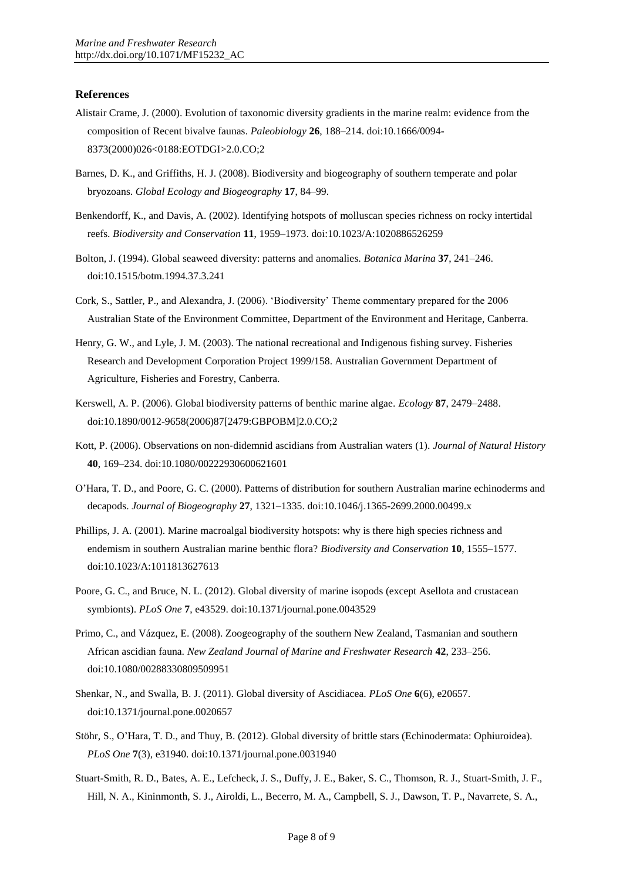## References

Alistair Crame, J. (2000). Evolution of taxonomic diversity gradients in the marine realm: evidence from the composition of Recent bivalve faunas. *Paleobiology* **26**, 188–214. doi:10.1666/0094-8373(2000)026<0188:EOTDGI>2.0.CO;2

Barnes, D. K., and Griffiths, H. J. (2008). Biodiversity and biogeography of southern temperate and polar bryozoans. *Global Ecology and Biogeography* **17**, 84–99.

Benkendorff, K., and Davis, A. (2002). Identifying hotspots of molluscan species richness on rocky intertidal reefs. *Biodiversity and Conservation* **11**, 1959–1973. doi:10.1023/A:1020886526259

Bolton, J. (1994). Global seaweed diversity: patterns and anomalies. *Botanica Marina* **37**, 241–246. doi:10.1515/botm.1994.37.3.241

Cork, S., Sattler, P., and Alexandra, J. (2006). 'Biodiversity' Theme commentary prepared for the 2006 Australian State of the Environment Committee, Department of the Environment and Heritage, Canberra.

Henry, G. W., and Lyle, J. M. (2003). The national recreational and Indigenous fishing survey. Fisheries Research and Development Corporation Project 1999/158. Australian Government Department of Agriculture, Fisheries and Forestry, Canberra.

Kerswell, A. P. (2006). Global biodiversity patterns of benthic marine algae. *Ecology* **87**, 2479–2488. doi:10.1890/0012-9658(2006)87[2479:GBPOBM]2.0.CO;2

Kott, P. (2006). Observations on non-didemnid ascidians from Australian waters (1). *Journal of Natural History* **40**, 169–234. doi:10.1080/00222930600621601

O'Hara, T. D., and Poore, G. C. (2000). Patterns of distribution for southern Australian marine echinoderms and decapods. *Journal of Biogeography* **27**, 1321–1335. doi:10.1046/j.1365-2699.2000.00499.x

Phillips, J. A. (2001). Marine macroalgal biodiversity hotspots: why is there high species richness and endemism in southern Australian marine benthic flora? *Biodiversity and Conservation* **10**, 1555–1577. doi:10.1023/A:1011813627613

Poore, G. C., and Bruce, N. L. (2012). Global diversity of marine isopods (except Asellota and crustacean symbionts). *PLoS One* **7**, e43529. doi:10.1371/journal.pone.0043529

Primo, C., and Vázquez, E. (2008). Zoogeography of the southern New Zealand, Tasmanian and southern African ascidian fauna. *New Zealand Journal of Marine and Freshwater Research* **42**, 233–256. doi:10.1080/00288330809509951

Shenkar, N., and Swalla, B. J. (2011). Global diversity of Ascidiacea. *PLoS One* **6**(6), e20657. doi:10.1371/journal.pone.0020657

Stöhr, S., O'Hara, T. D., and Thuy, B. (2012). Global diversity of brittle stars (Echinodermata: Ophiuroidea). *PLoS One* **7**(3), e31940. doi:10.1371/journal.pone.0031940

Stuart-Smith, R. D., Bates, A. E., Lefcheck, J. S., Duffy, J. E., Baker, S. C., Thomson, R. J., Stuart-Smith, J. F., Hill, N. A., Kininmonth, S. J., Airoldi, L., Becerro, M. A., Campbell, S. J., Dawson, T. P., Navarrete, S. A.,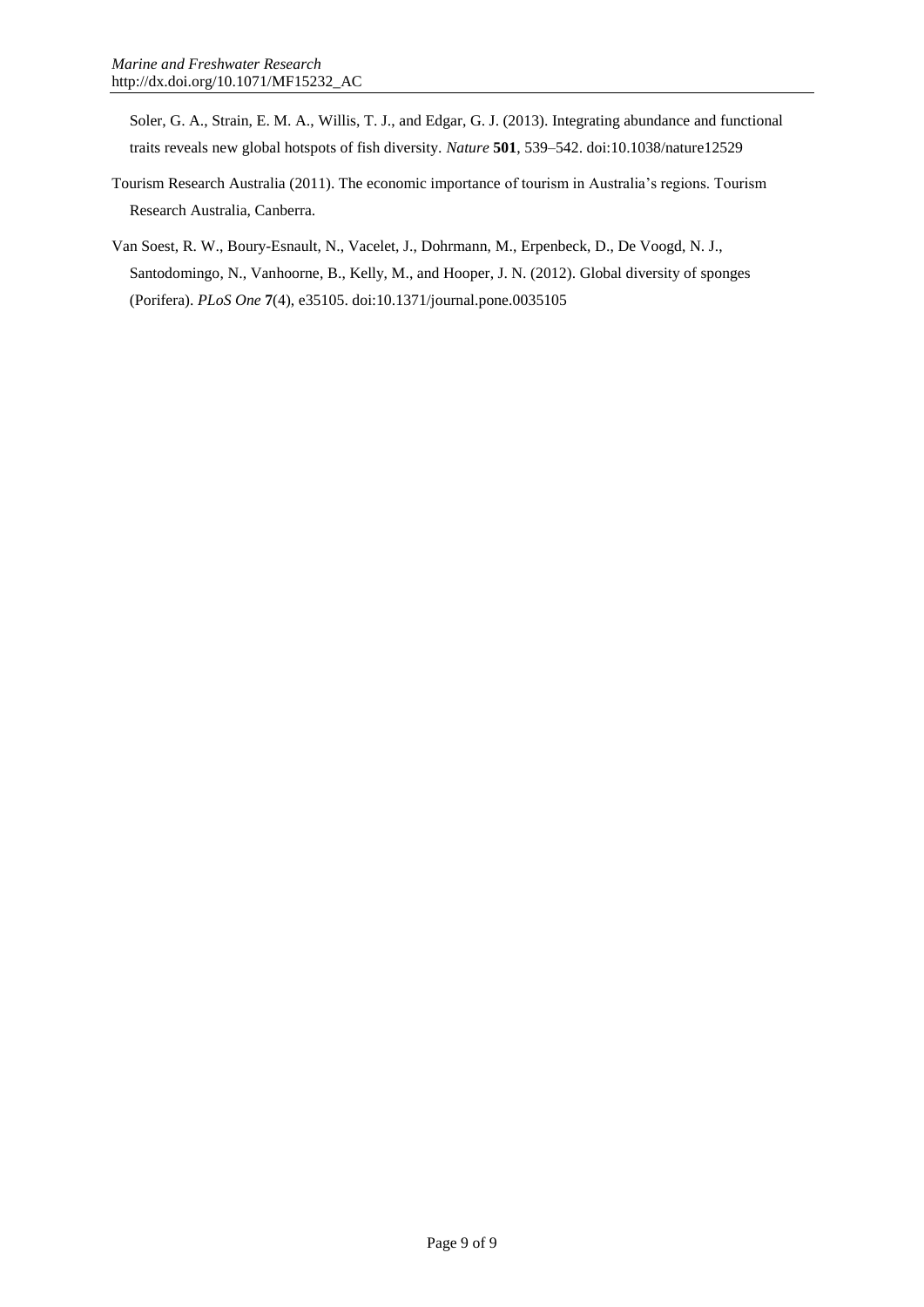Soler, G. A., Strain, E. M. A., Willis, T. J., and Edgar, G. J. (2013). Integrating abundance and functional traits reveals new global hotspots of fish diversity. *Nature* **501**, 539–542. doi:10.1038/nature12529

Tourism Research Australia (2011). The economic importance of tourism in Australia's regions. Tourism Research Australia, Canberra.

Van Soest, R. W., Boury-Esnault, N., Vacelet, J., Dohrmann, M., Erpenbeck, D., De Voogd, N. J., Santodomingo, N., Vanhoorne, B., Kelly, M., and Hooper, J. N. (2012). Global diversity of sponges (Porifera). *PLoS One* **7**(4), e35105. doi:10.1371/journal.pone.0035105